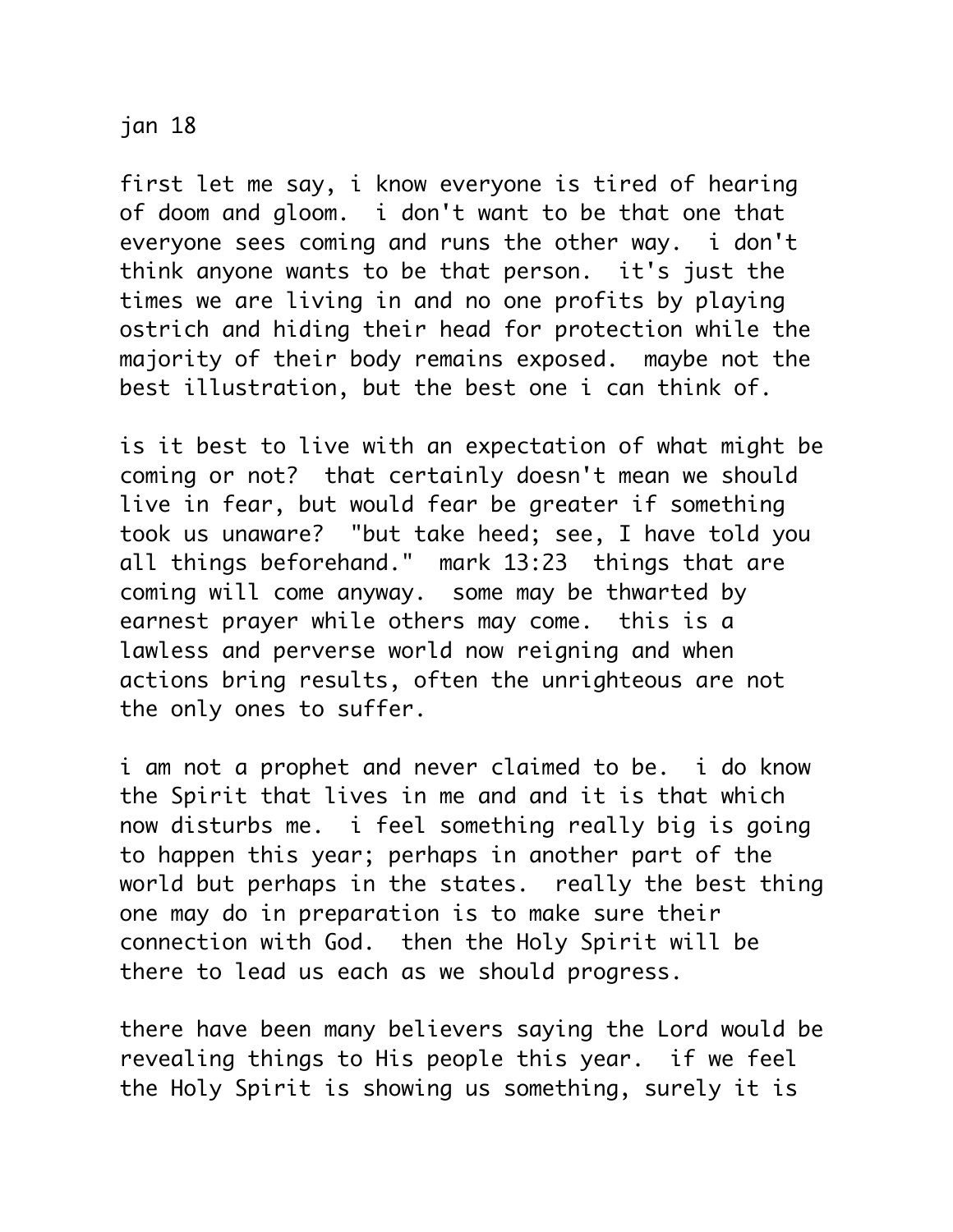jan 18

first let me say, i know everyone is tired of hearing of doom and gloom. i don't want to be that one that everyone sees coming and runs the other way. i don't think anyone wants to be that person. it's just the times we are living in and no one profits by playing ostrich and hiding their head for protection while the majority of their body remains exposed. maybe not the best illustration, but the best one i can think of.

is it best to live with an expectation of what might be coming or not? that certainly doesn't mean we should live in fear, but would fear be greater if something took us unaware? "but take heed; see, I have told you all things beforehand." mark 13:23 things that are coming will come anyway. some may be thwarted by earnest prayer while others may come. this is a lawless and perverse world now reigning and when actions bring results, often the unrighteous are not the only ones to suffer.

i am not a prophet and never claimed to be. i do know the Spirit that lives in me and and it is that which now disturbs me. i feel something really big is going to happen this year; perhaps in another part of the world but perhaps in the states. really the best thing one may do in preparation is to make sure their connection with God. then the Holy Spirit will be there to lead us each as we should progress.

there have been many believers saying the Lord would be revealing things to His people this year. if we feel the Holy Spirit is showing us something, surely it is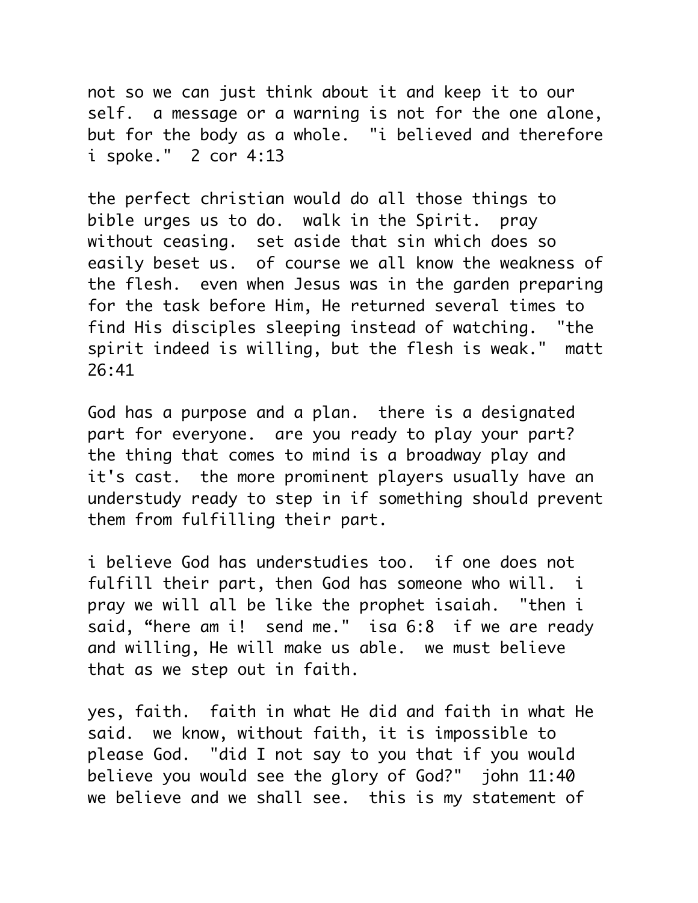not so we can just think about it and keep it to our self.  a message or a warning is not for the one alone, but for the body as a whole.  "i believed and therefore i spoke."  2 cor 4:13

the perfect christian would do all those things to bible urges us to do.  walk in the Spirit.  pray without ceasing.  set aside that sin which does so easily beset us.  of course we all know the weakness of the flesh.  even when Jesus was in the garden preparing for the task before Him, He returned several times to find His disciples sleeping instead of watching.  "the spirit indeed is willing, but the flesh is weak."  matt 26:41

God has a purpose and a plan.  there is a designated part for everyone.  are you ready to play your part? the thing that comes to mind is a broadway play and it's cast.  the more prominent players usually have an understudy ready to step in if something should prevent them from fulfilling their part.

i believe God has understudies too.  if one does not fulfill their part, then God has someone who will.  i pray we will all be like the prophet isaiah.  "then i said, “here am i!  send me."  isa 6:8  if we are ready and willing, He will make us able.  we must believe that as we step out in faith.

yes, faith.  faith in what He did and faith in what He said.  we know, without faith, it is impossible to please God.  "did I not say to you that if you would believe you would see the glory of God?"  john 11:40 we believe and we shall see.  this is my statement of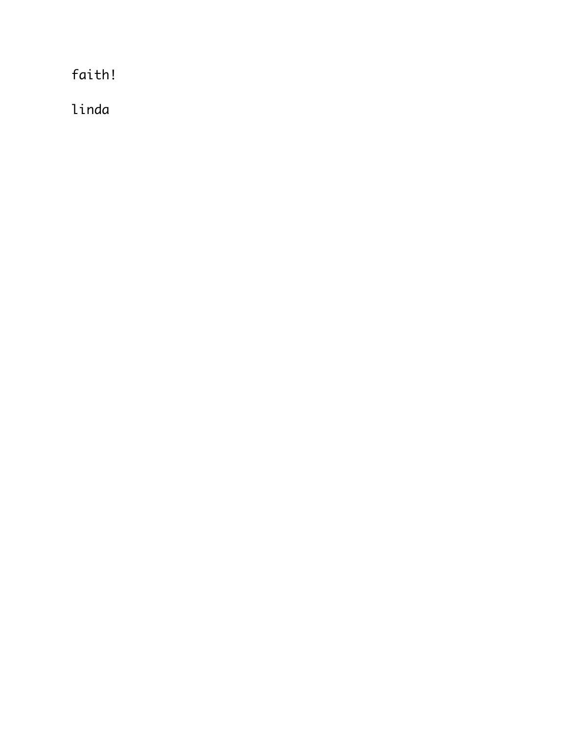faith!

linda